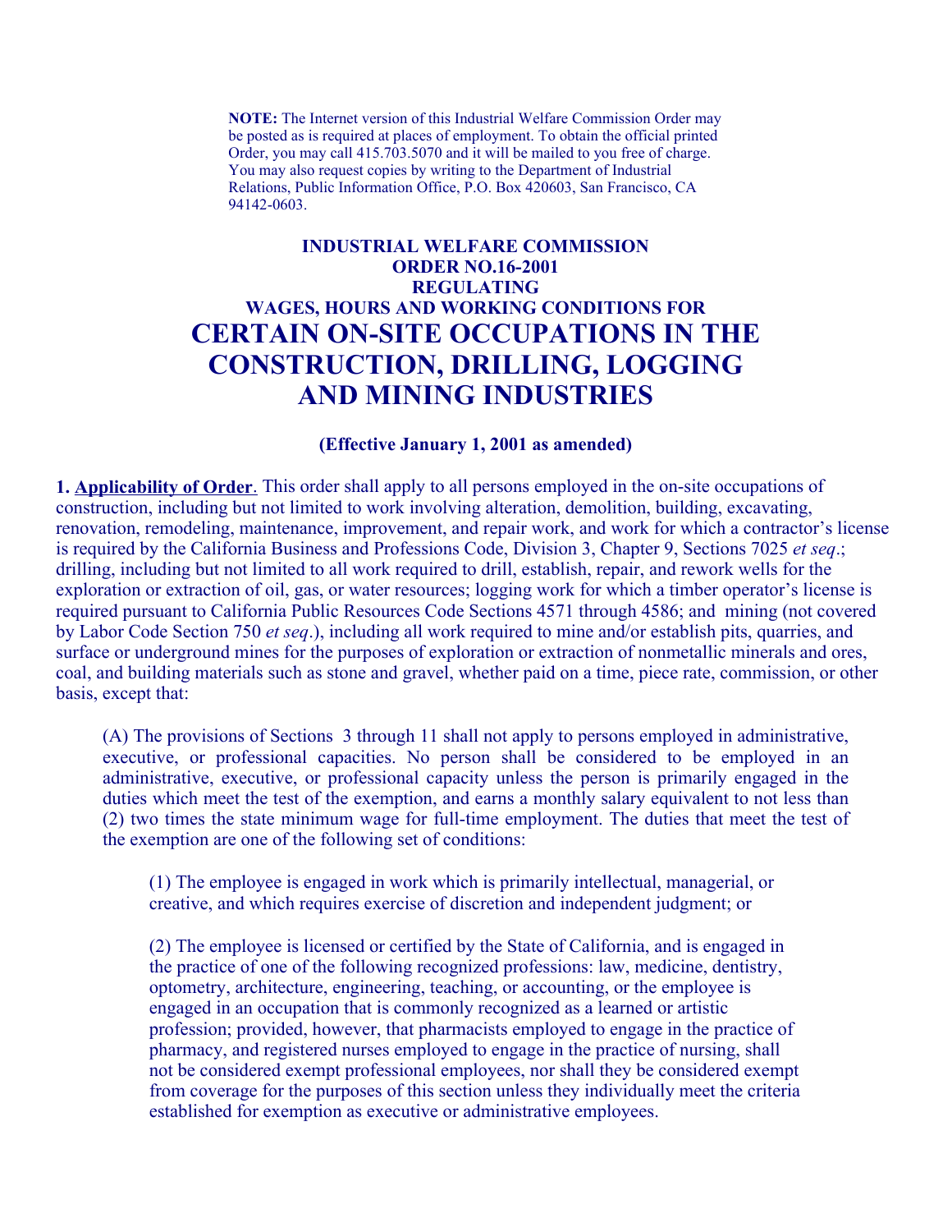**NOTE:** The Internet version of this Industrial Welfare Commission Order may be posted as is required at places of employment. To obtain the official printed Order, you may call 415.703.5070 and it will be mailed to you free of charge. You may also request copies by writing to the Department of Industrial Relations, Public Information Office, P.O. Box 420603, San Francisco, CA 94142-0603.

**INDUSTRIAL WELFARE COMMISSION**
**ORDER NO.16-2001**
**REGULATING**
**WAGES, HOURS AND WORKING CONDITIONS FOR**

# CERTAIN ON-SITE OCCUPATIONS IN THE CONSTRUCTION, DRILLING, LOGGING AND MINING INDUSTRIES

**(Effective January 1, 2001 as amended)**

**1. Applicability of Order**. This order shall apply to all persons employed in the on-site occupations of construction, including but not limited to work involving alteration, demolition, building, excavating, renovation, remodeling, maintenance, improvement, and repair work, and work for which a contractor's license is required by the California Business and Professions Code, Division 3, Chapter 9, Sections 7025 *et seq*.; drilling, including but not limited to all work required to drill, establish, repair, and rework wells for the exploration or extraction of oil, gas, or water resources; logging work for which a timber operator's license is required pursuant to California Public Resources Code Sections 4571 through 4586; and mining (not covered by Labor Code Section 750 *et seq*.), including all work required to mine and/or establish pits, quarries, and surface or underground mines for the purposes of exploration or extraction of nonmetallic minerals and ores, coal, and building materials such as stone and gravel, whether paid on a time, piece rate, commission, or other basis, except that:

(A) The provisions of Sections 3 through 11 shall not apply to persons employed in administrative, executive, or professional capacities. No person shall be considered to be employed in an administrative, executive, or professional capacity unless the person is primarily engaged in the duties which meet the test of the exemption, and earns a monthly salary equivalent to not less than (2) two times the state minimum wage for full-time employment. The duties that meet the test of the exemption are one of the following set of conditions:

(1) The employee is engaged in work which is primarily intellectual, managerial, or creative, and which requires exercise of discretion and independent judgment; or

(2) The employee is licensed or certified by the State of California, and is engaged in the practice of one of the following recognized professions: law, medicine, dentistry, optometry, architecture, engineering, teaching, or accounting, or the employee is engaged in an occupation that is commonly recognized as a learned or artistic profession; provided, however, that pharmacists employed to engage in the practice of pharmacy, and registered nurses employed to engage in the practice of nursing, shall not be considered exempt professional employees, nor shall they be considered exempt from coverage for the purposes of this section unless they individually meet the criteria established for exemption as executive or administrative employees.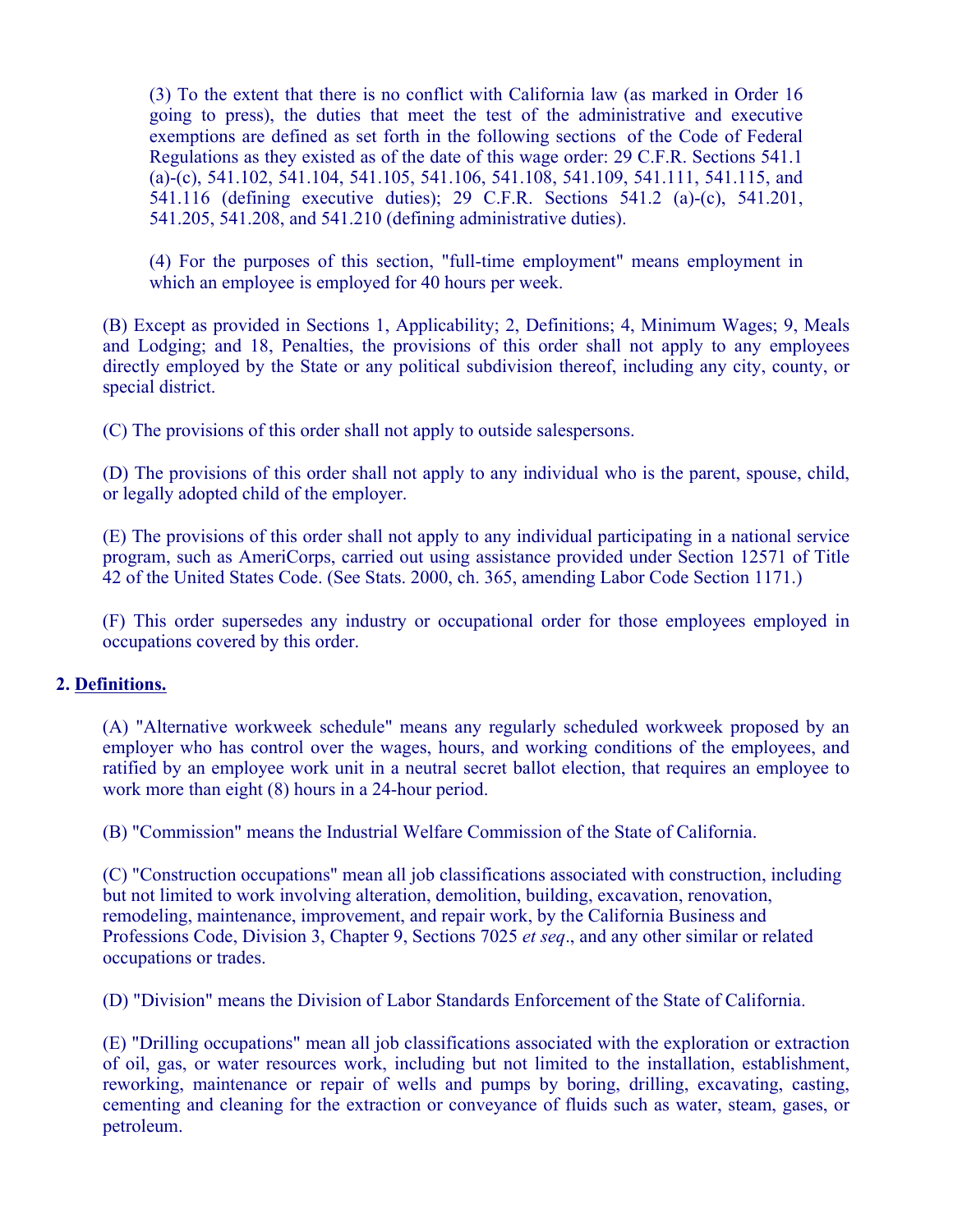(3) To the extent that there is no conflict with California law (as marked in Order 16 going to press), the duties that meet the test of the administrative and executive exemptions are defined as set forth in the following sections of the Code of Federal Regulations as they existed as of the date of this wage order: 29 C.F.R. Sections 541.1 (a)-(c), 541.102, 541.104, 541.105, 541.106, 541.108, 541.109, 541.111, 541.115, and 541.116 (defining executive duties); 29 C.F.R. Sections 541.2 (a)-(c), 541.201, 541.205, 541.208, and 541.210 (defining administrative duties).

(4) For the purposes of this section, "full-time employment" means employment in which an employee is employed for 40 hours per week.

(B) Except as provided in Sections 1, Applicability; 2, Definitions; 4, Minimum Wages; 9, Meals and Lodging; and 18, Penalties, the provisions of this order shall not apply to any employees directly employed by the State or any political subdivision thereof, including any city, county, or special district.

(C) The provisions of this order shall not apply to outside salespersons.

(D) The provisions of this order shall not apply to any individual who is the parent, spouse, child, or legally adopted child of the employer.

(E) The provisions of this order shall not apply to any individual participating in a national service program, such as AmeriCorps, carried out using assistance provided under Section 12571 of Title 42 of the United States Code. (See Stats. 2000, ch. 365, amending Labor Code Section 1171.)

(F) This order supersedes any industry or occupational order for those employees employed in occupations covered by this order.

**2. Definitions.**

(A) "Alternative workweek schedule" means any regularly scheduled workweek proposed by an employer who has control over the wages, hours, and working conditions of the employees, and ratified by an employee work unit in a neutral secret ballot election, that requires an employee to work more than eight (8) hours in a 24-hour period.

(B) "Commission" means the Industrial Welfare Commission of the State of California.

(C) "Construction occupations" mean all job classifications associated with construction, including but not limited to work involving alteration, demolition, building, excavation, renovation, remodeling, maintenance, improvement, and repair work, by the California Business and Professions Code, Division 3, Chapter 9, Sections 7025 *et seq*., and any other similar or related occupations or trades.

(D) "Division" means the Division of Labor Standards Enforcement of the State of California.

(E) "Drilling occupations" mean all job classifications associated with the exploration or extraction of oil, gas, or water resources work, including but not limited to the installation, establishment, reworking, maintenance or repair of wells and pumps by boring, drilling, excavating, casting, cementing and cleaning for the extraction or conveyance of fluids such as water, steam, gases, or petroleum.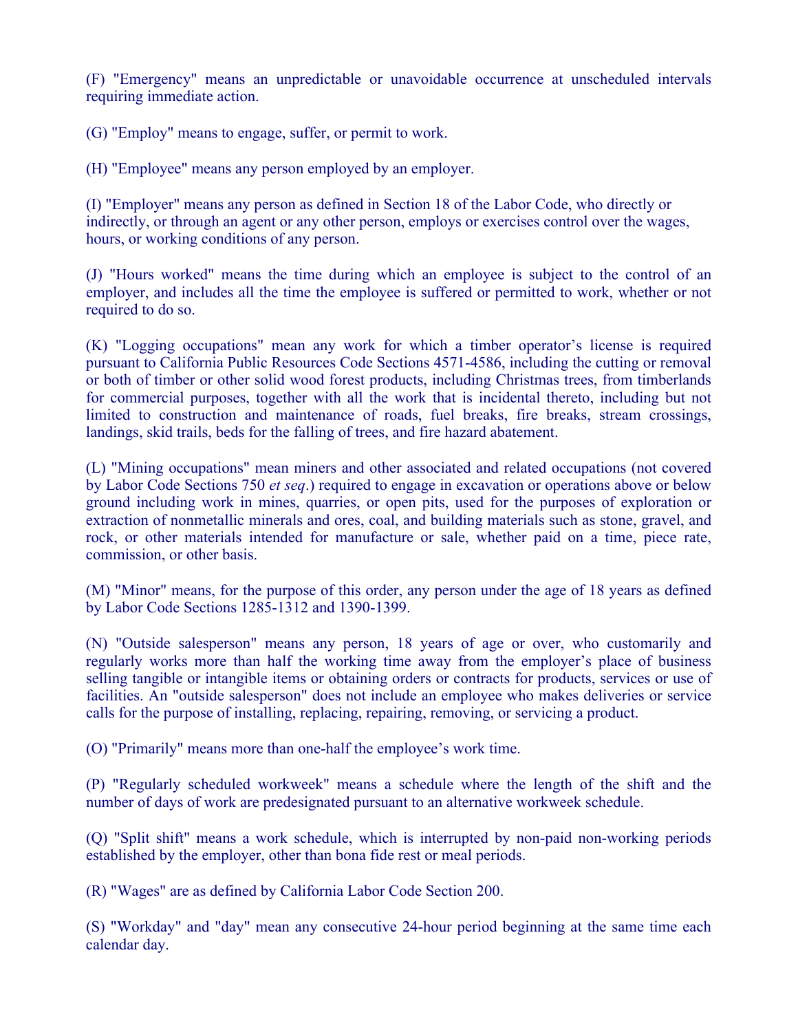(F) "Emergency" means an unpredictable or unavoidable occurrence at unscheduled intervals requiring immediate action.

(G) "Employ" means to engage, suffer, or permit to work.

(H) "Employee" means any person employed by an employer.

(I) "Employer" means any person as defined in Section 18 of the Labor Code, who directly or indirectly, or through an agent or any other person, employs or exercises control over the wages, hours, or working conditions of any person.

(J) "Hours worked" means the time during which an employee is subject to the control of an employer, and includes all the time the employee is suffered or permitted to work, whether or not required to do so.

(K) "Logging occupations" mean any work for which a timber operator's license is required pursuant to California Public Resources Code Sections 4571-4586, including the cutting or removal or both of timber or other solid wood forest products, including Christmas trees, from timberlands for commercial purposes, together with all the work that is incidental thereto, including but not limited to construction and maintenance of roads, fuel breaks, fire breaks, stream crossings, landings, skid trails, beds for the falling of trees, and fire hazard abatement.

(L) "Mining occupations" mean miners and other associated and related occupations (not covered by Labor Code Sections 750 *et seq*.) required to engage in excavation or operations above or below ground including work in mines, quarries, or open pits, used for the purposes of exploration or extraction of nonmetallic minerals and ores, coal, and building materials such as stone, gravel, and rock, or other materials intended for manufacture or sale, whether paid on a time, piece rate, commission, or other basis.

(M) "Minor" means, for the purpose of this order, any person under the age of 18 years as defined by Labor Code Sections 1285-1312 and 1390-1399.

(N) "Outside salesperson" means any person, 18 years of age or over, who customarily and regularly works more than half the working time away from the employer's place of business selling tangible or intangible items or obtaining orders or contracts for products, services or use of facilities. An "outside salesperson" does not include an employee who makes deliveries or service calls for the purpose of installing, replacing, repairing, removing, or servicing a product.

(O) "Primarily" means more than one-half the employee's work time.

(P) "Regularly scheduled workweek" means a schedule where the length of the shift and the number of days of work are predesignated pursuant to an alternative workweek schedule.

(Q) "Split shift" means a work schedule, which is interrupted by non-paid non-working periods established by the employer, other than bona fide rest or meal periods.

(R) "Wages" are as defined by California Labor Code Section 200.

(S) "Workday" and "day" mean any consecutive 24-hour period beginning at the same time each calendar day.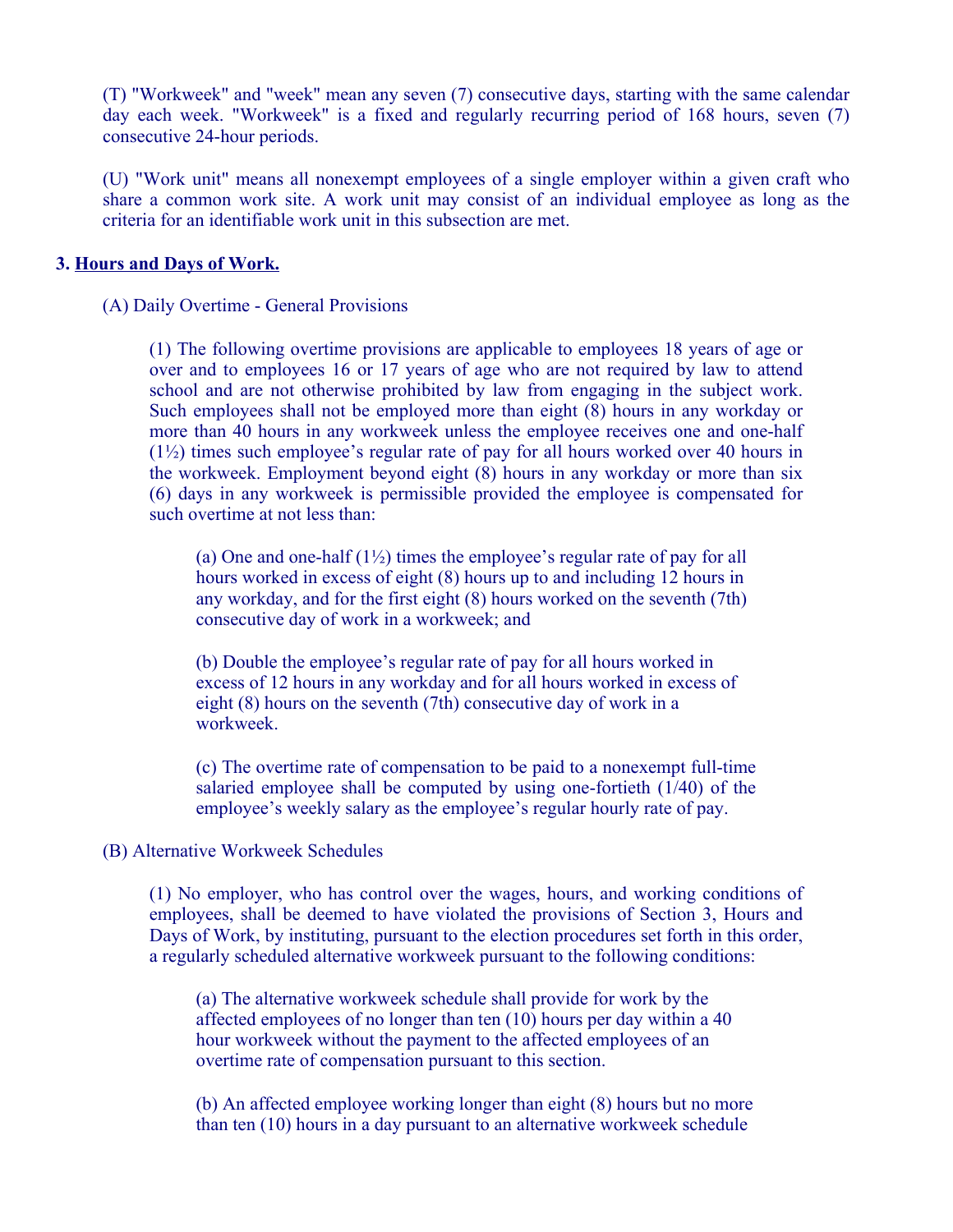(T) "Workweek" and "week" mean any seven (7) consecutive days, starting with the same calendar day each week. "Workweek" is a fixed and regularly recurring period of 168 hours, seven (7) consecutive 24-hour periods.

(U) "Work unit" means all nonexempt employees of a single employer within a given craft who share a common work site. A work unit may consist of an individual employee as long as the criteria for an identifiable work unit in this subsection are met.

### 3. Hours and Days of Work.

(A) Daily Overtime - General Provisions

(1) The following overtime provisions are applicable to employees 18 years of age or over and to employees 16 or 17 years of age who are not required by law to attend school and are not otherwise prohibited by law from engaging in the subject work. Such employees shall not be employed more than eight (8) hours in any workday or more than 40 hours in any workweek unless the employee receives one and one-half (1½) times such employee's regular rate of pay for all hours worked over 40 hours in the workweek. Employment beyond eight (8) hours in any workday or more than six (6) days in any workweek is permissible provided the employee is compensated for such overtime at not less than:

(a) One and one-half (1½) times the employee's regular rate of pay for all hours worked in excess of eight (8) hours up to and including 12 hours in any workday, and for the first eight (8) hours worked on the seventh (7th) consecutive day of work in a workweek; and

(b) Double the employee's regular rate of pay for all hours worked in excess of 12 hours in any workday and for all hours worked in excess of eight (8) hours on the seventh (7th) consecutive day of work in a workweek.

(c) The overtime rate of compensation to be paid to a nonexempt full-time salaried employee shall be computed by using one-fortieth (1/40) of the employee's weekly salary as the employee's regular hourly rate of pay.

(B) Alternative Workweek Schedules

(1) No employer, who has control over the wages, hours, and working conditions of employees, shall be deemed to have violated the provisions of Section 3, Hours and Days of Work, by instituting, pursuant to the election procedures set forth in this order, a regularly scheduled alternative workweek pursuant to the following conditions:

(a) The alternative workweek schedule shall provide for work by the affected employees of no longer than ten (10) hours per day within a 40 hour workweek without the payment to the affected employees of an overtime rate of compensation pursuant to this section.

(b) An affected employee working longer than eight (8) hours but no more than ten (10) hours in a day pursuant to an alternative workweek schedule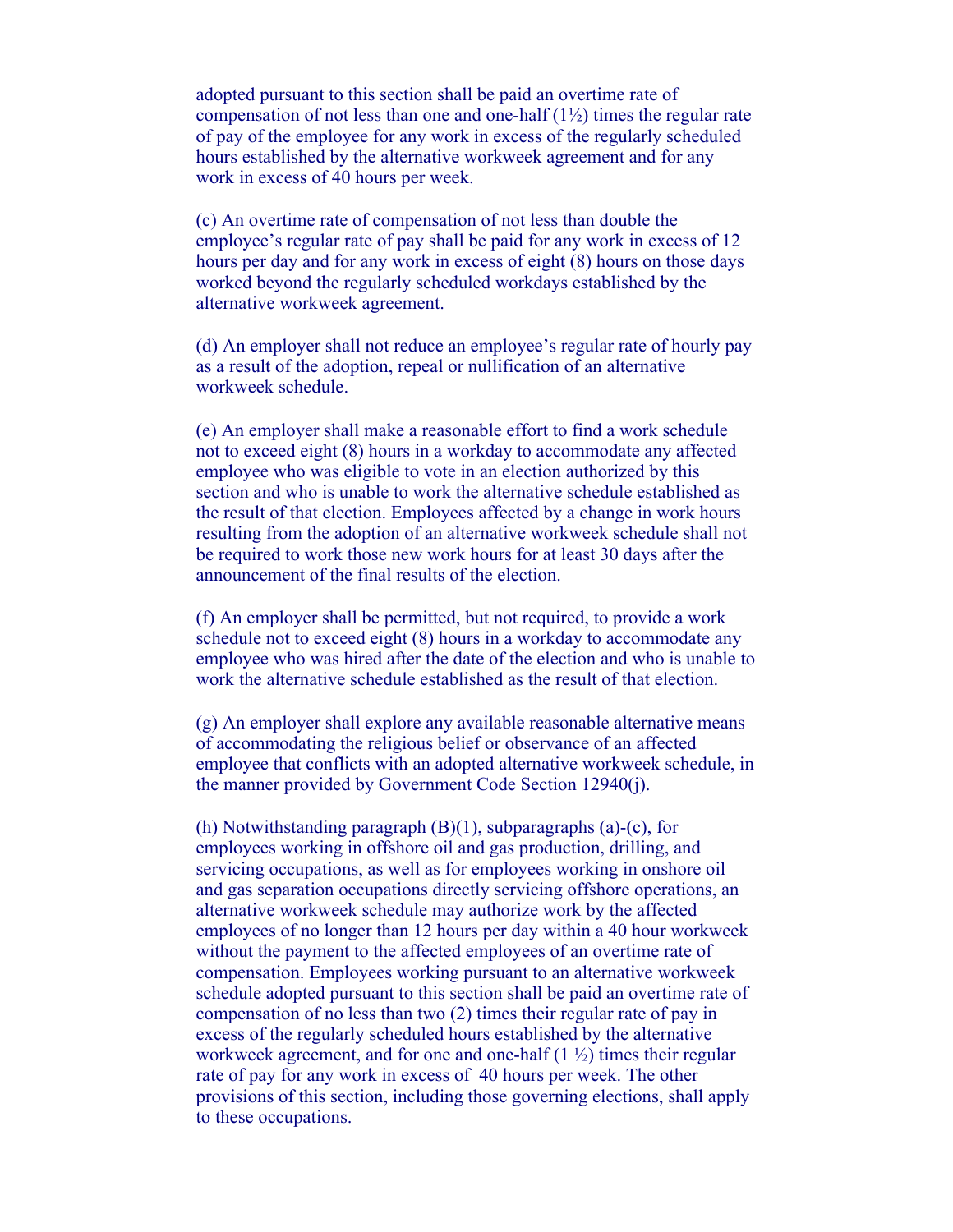adopted pursuant to this section shall be paid an overtime rate of compensation of not less than one and one-half (1½) times the regular rate of pay of the employee for any work in excess of the regularly scheduled hours established by the alternative workweek agreement and for any work in excess of 40 hours per week.

(c) An overtime rate of compensation of not less than double the employee's regular rate of pay shall be paid for any work in excess of 12 hours per day and for any work in excess of eight (8) hours on those days worked beyond the regularly scheduled workdays established by the alternative workweek agreement.

(d) An employer shall not reduce an employee's regular rate of hourly pay as a result of the adoption, repeal or nullification of an alternative workweek schedule.

(e) An employer shall make a reasonable effort to find a work schedule not to exceed eight (8) hours in a workday to accommodate any affected employee who was eligible to vote in an election authorized by this section and who is unable to work the alternative schedule established as the result of that election. Employees affected by a change in work hours resulting from the adoption of an alternative workweek schedule shall not be required to work those new work hours for at least 30 days after the announcement of the final results of the election.

(f) An employer shall be permitted, but not required, to provide a work schedule not to exceed eight (8) hours in a workday to accommodate any employee who was hired after the date of the election and who is unable to work the alternative schedule established as the result of that election.

(g) An employer shall explore any available reasonable alternative means of accommodating the religious belief or observance of an affected employee that conflicts with an adopted alternative workweek schedule, in the manner provided by Government Code Section 12940(j).

(h) Notwithstanding paragraph (B)(1), subparagraphs (a)-(c), for employees working in offshore oil and gas production, drilling, and servicing occupations, as well as for employees working in onshore oil and gas separation occupations directly servicing offshore operations, an alternative workweek schedule may authorize work by the affected employees of no longer than 12 hours per day within a 40 hour workweek without the payment to the affected employees of an overtime rate of compensation. Employees working pursuant to an alternative workweek schedule adopted pursuant to this section shall be paid an overtime rate of compensation of no less than two (2) times their regular rate of pay in excess of the regularly scheduled hours established by the alternative workweek agreement, and for one and one-half (1 ½) times their regular rate of pay for any work in excess of 40 hours per week. The other provisions of this section, including those governing elections, shall apply to these occupations.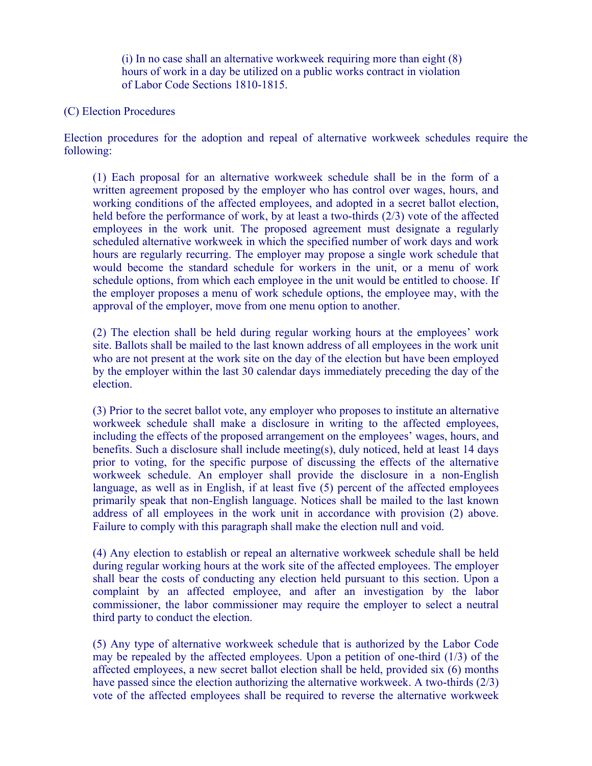(i) In no case shall an alternative workweek requiring more than eight (8) hours of work in a day be utilized on a public works contract in violation of Labor Code Sections 1810-1815.

(C) Election Procedures

Election procedures for the adoption and repeal of alternative workweek schedules require the following:

(1) Each proposal for an alternative workweek schedule shall be in the form of a written agreement proposed by the employer who has control over wages, hours, and working conditions of the affected employees, and adopted in a secret ballot election, held before the performance of work, by at least a two-thirds (2/3) vote of the affected employees in the work unit. The proposed agreement must designate a regularly scheduled alternative workweek in which the specified number of work days and work hours are regularly recurring. The employer may propose a single work schedule that would become the standard schedule for workers in the unit, or a menu of work schedule options, from which each employee in the unit would be entitled to choose. If the employer proposes a menu of work schedule options, the employee may, with the approval of the employer, move from one menu option to another.

(2) The election shall be held during regular working hours at the employees' work site. Ballots shall be mailed to the last known address of all employees in the work unit who are not present at the work site on the day of the election but have been employed by the employer within the last 30 calendar days immediately preceding the day of the election.

(3) Prior to the secret ballot vote, any employer who proposes to institute an alternative workweek schedule shall make a disclosure in writing to the affected employees, including the effects of the proposed arrangement on the employees' wages, hours, and benefits. Such a disclosure shall include meeting(s), duly noticed, held at least 14 days prior to voting, for the specific purpose of discussing the effects of the alternative workweek schedule. An employer shall provide the disclosure in a non-English language, as well as in English, if at least five (5) percent of the affected employees primarily speak that non-English language. Notices shall be mailed to the last known address of all employees in the work unit in accordance with provision (2) above. Failure to comply with this paragraph shall make the election null and void.

(4) Any election to establish or repeal an alternative workweek schedule shall be held during regular working hours at the work site of the affected employees. The employer shall bear the costs of conducting any election held pursuant to this section. Upon a complaint by an affected employee, and after an investigation by the labor commissioner, the labor commissioner may require the employer to select a neutral third party to conduct the election.

(5) Any type of alternative workweek schedule that is authorized by the Labor Code may be repealed by the affected employees. Upon a petition of one-third (1/3) of the affected employees, a new secret ballot election shall be held, provided six (6) months have passed since the election authorizing the alternative workweek. A two-thirds (2/3) vote of the affected employees shall be required to reverse the alternative workweek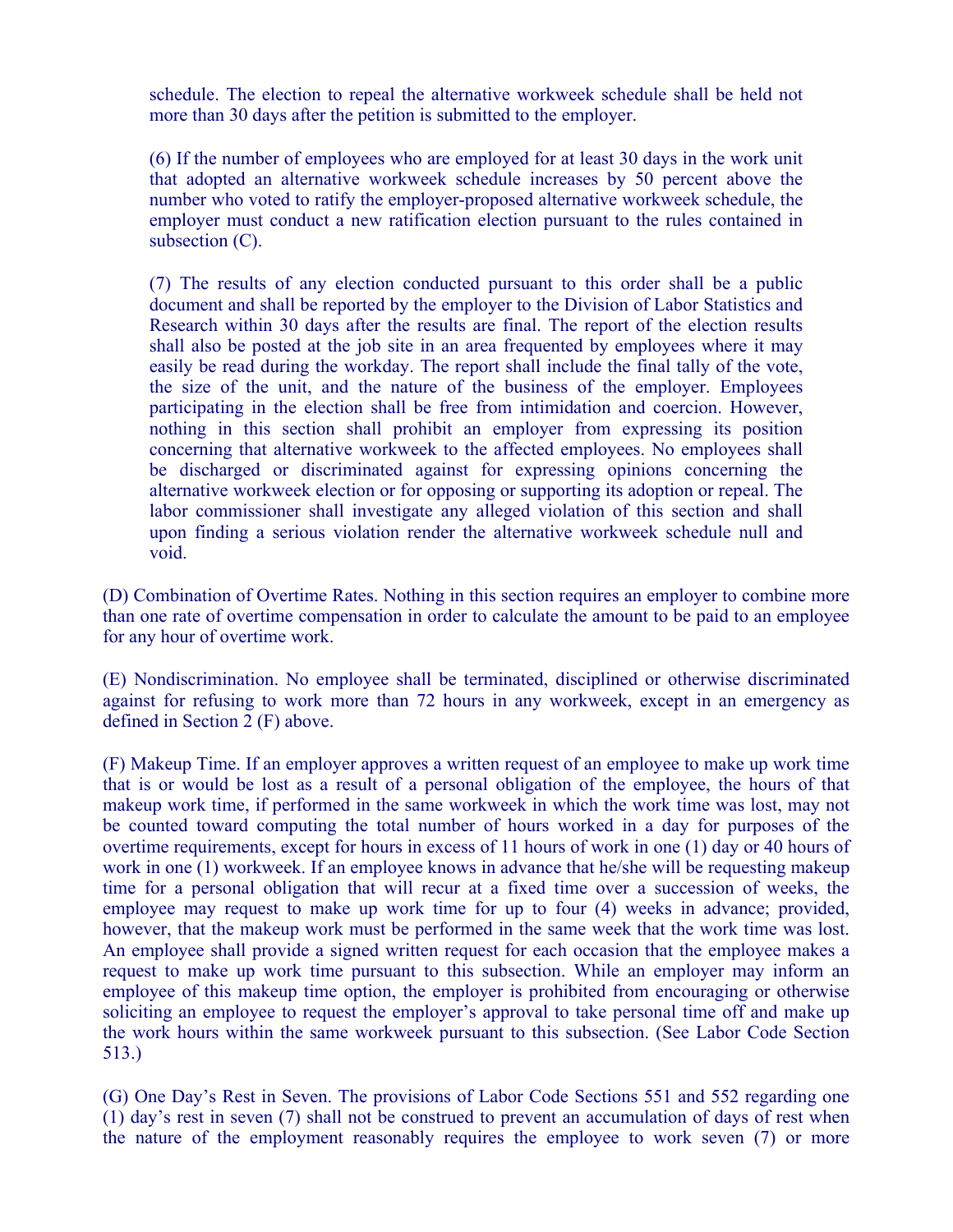schedule. The election to repeal the alternative workweek schedule shall be held not more than 30 days after the petition is submitted to the employer.

(6) If the number of employees who are employed for at least 30 days in the work unit that adopted an alternative workweek schedule increases by 50 percent above the number who voted to ratify the employer-proposed alternative workweek schedule, the employer must conduct a new ratification election pursuant to the rules contained in subsection (C).

(7) The results of any election conducted pursuant to this order shall be a public document and shall be reported by the employer to the Division of Labor Statistics and Research within 30 days after the results are final. The report of the election results shall also be posted at the job site in an area frequented by employees where it may easily be read during the workday. The report shall include the final tally of the vote, the size of the unit, and the nature of the business of the employer. Employees participating in the election shall be free from intimidation and coercion. However, nothing in this section shall prohibit an employer from expressing its position concerning that alternative workweek to the affected employees. No employees shall be discharged or discriminated against for expressing opinions concerning the alternative workweek election or for opposing or supporting its adoption or repeal. The labor commissioner shall investigate any alleged violation of this section and shall upon finding a serious violation render the alternative workweek schedule null and void.

(D) Combination of Overtime Rates. Nothing in this section requires an employer to combine more than one rate of overtime compensation in order to calculate the amount to be paid to an employee for any hour of overtime work.

(E) Nondiscrimination. No employee shall be terminated, disciplined or otherwise discriminated against for refusing to work more than 72 hours in any workweek, except in an emergency as defined in Section 2 (F) above.

(F) Makeup Time. If an employer approves a written request of an employee to make up work time that is or would be lost as a result of a personal obligation of the employee, the hours of that makeup work time, if performed in the same workweek in which the work time was lost, may not be counted toward computing the total number of hours worked in a day for purposes of the overtime requirements, except for hours in excess of 11 hours of work in one (1) day or 40 hours of work in one (1) workweek. If an employee knows in advance that he/she will be requesting makeup time for a personal obligation that will recur at a fixed time over a succession of weeks, the employee may request to make up work time for up to four (4) weeks in advance; provided, however, that the makeup work must be performed in the same week that the work time was lost. An employee shall provide a signed written request for each occasion that the employee makes a request to make up work time pursuant to this subsection. While an employer may inform an employee of this makeup time option, the employer is prohibited from encouraging or otherwise soliciting an employee to request the employer's approval to take personal time off and make up the work hours within the same workweek pursuant to this subsection. (See Labor Code Section 513.)

(G) One Day's Rest in Seven. The provisions of Labor Code Sections 551 and 552 regarding one (1) day's rest in seven (7) shall not be construed to prevent an accumulation of days of rest when the nature of the employment reasonably requires the employee to work seven (7) or more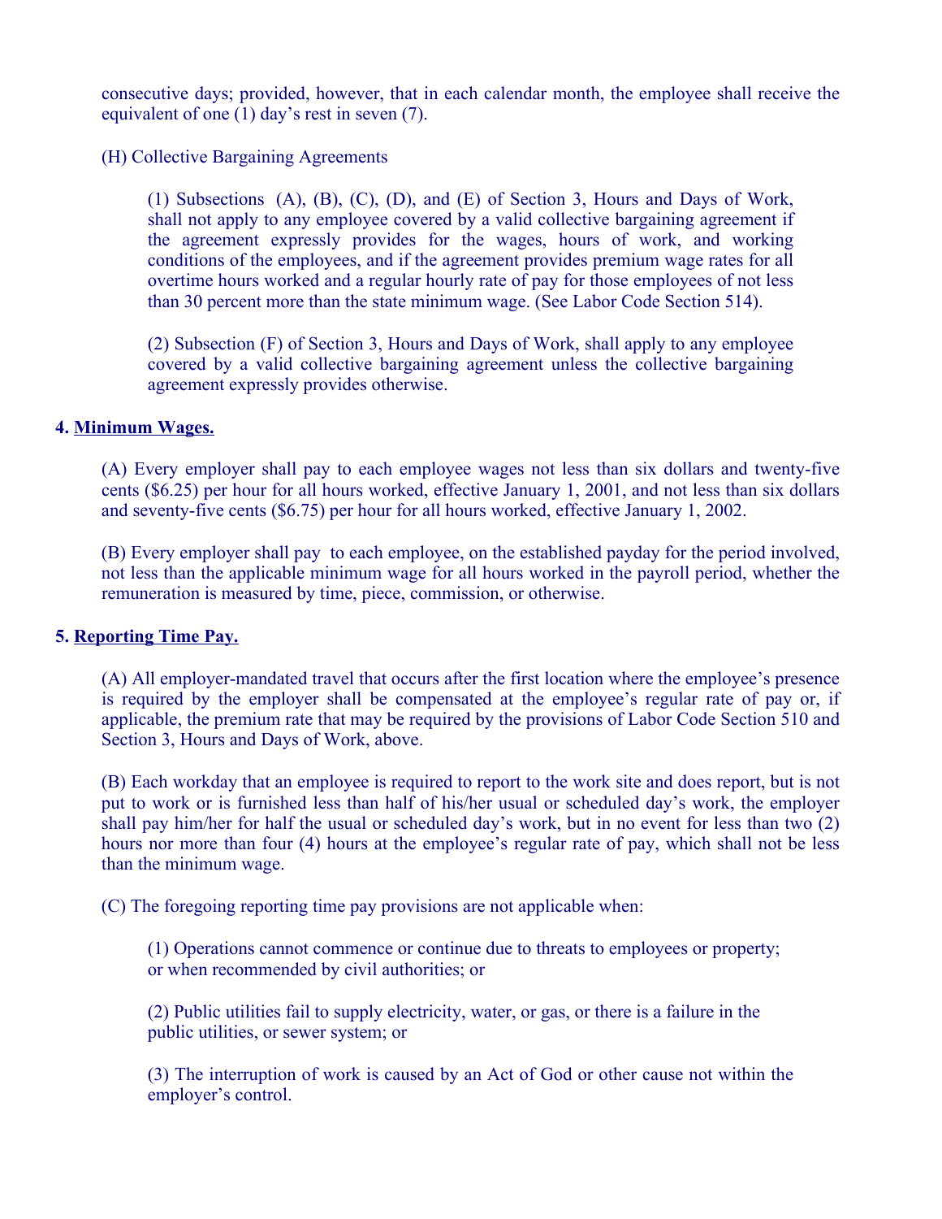consecutive days; provided, however, that in each calendar month, the employee shall receive the equivalent of one (1) day's rest in seven (7).

(H) Collective Bargaining Agreements

(1) Subsections (A), (B), (C), (D), and (E) of Section 3, Hours and Days of Work, shall not apply to any employee covered by a valid collective bargaining agreement if the agreement expressly provides for the wages, hours of work, and working conditions of the employees, and if the agreement provides premium wage rates for all overtime hours worked and a regular hourly rate of pay for those employees of not less than 30 percent more than the state minimum wage. (See Labor Code Section 514).

(2) Subsection (F) of Section 3, Hours and Days of Work, shall apply to any employee covered by a valid collective bargaining agreement unless the collective bargaining agreement expressly provides otherwise.

**4. Minimum Wages.**

(A) Every employer shall pay to each employee wages not less than six dollars and twenty-five cents ($6.25) per hour for all hours worked, effective January 1, 2001, and not less than six dollars and seventy-five cents ($6.75) per hour for all hours worked, effective January 1, 2002.

(B) Every employer shall pay to each employee, on the established payday for the period involved, not less than the applicable minimum wage for all hours worked in the payroll period, whether the remuneration is measured by time, piece, commission, or otherwise.

**5. Reporting Time Pay.**

(A) All employer-mandated travel that occurs after the first location where the employee's presence is required by the employer shall be compensated at the employee's regular rate of pay or, if applicable, the premium rate that may be required by the provisions of Labor Code Section 510 and Section 3, Hours and Days of Work, above.

(B) Each workday that an employee is required to report to the work site and does report, but is not put to work or is furnished less than half of his/her usual or scheduled day's work, the employer shall pay him/her for half the usual or scheduled day's work, but in no event for less than two (2) hours nor more than four (4) hours at the employee's regular rate of pay, which shall not be less than the minimum wage.

(C) The foregoing reporting time pay provisions are not applicable when:

(1) Operations cannot commence or continue due to threats to employees or property; or when recommended by civil authorities; or

(2) Public utilities fail to supply electricity, water, or gas, or there is a failure in the public utilities, or sewer system; or

(3) The interruption of work is caused by an Act of God or other cause not within the employer's control.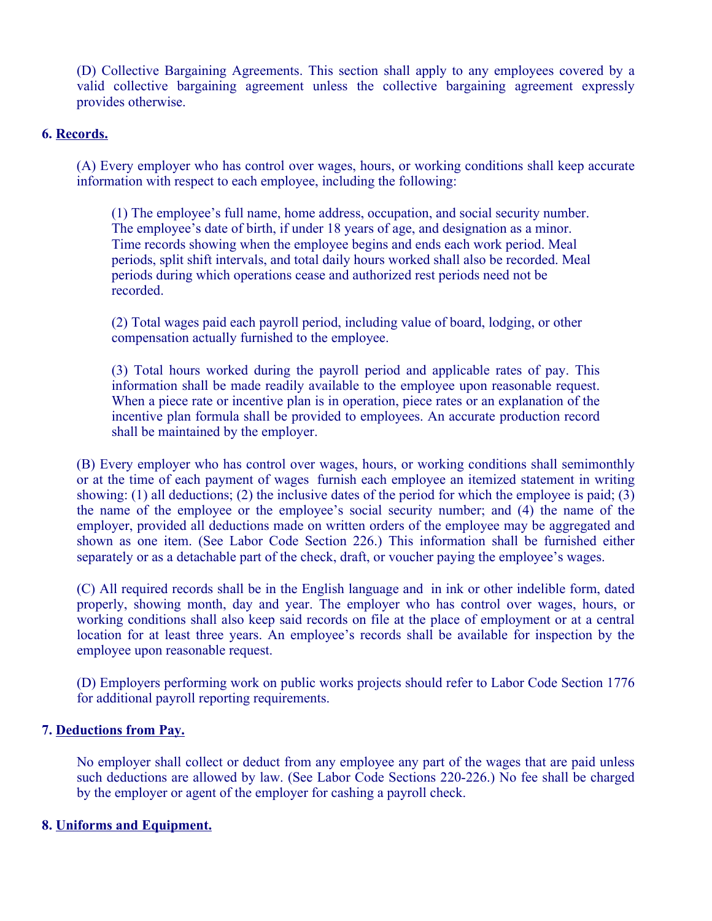(D) Collective Bargaining Agreements. This section shall apply to any employees covered by a valid collective bargaining agreement unless the collective bargaining agreement expressly provides otherwise.

**6. Records.**

(A) Every employer who has control over wages, hours, or working conditions shall keep accurate information with respect to each employee, including the following:

(1) The employee's full name, home address, occupation, and social security number. The employee's date of birth, if under 18 years of age, and designation as a minor. Time records showing when the employee begins and ends each work period. Meal periods, split shift intervals, and total daily hours worked shall also be recorded. Meal periods during which operations cease and authorized rest periods need not be recorded.

(2) Total wages paid each payroll period, including value of board, lodging, or other compensation actually furnished to the employee.

(3) Total hours worked during the payroll period and applicable rates of pay. This information shall be made readily available to the employee upon reasonable request. When a piece rate or incentive plan is in operation, piece rates or an explanation of the incentive plan formula shall be provided to employees. An accurate production record shall be maintained by the employer.

(B) Every employer who has control over wages, hours, or working conditions shall semimonthly or at the time of each payment of wages furnish each employee an itemized statement in writing showing: (1) all deductions; (2) the inclusive dates of the period for which the employee is paid; (3) the name of the employee or the employee's social security number; and (4) the name of the employer, provided all deductions made on written orders of the employee may be aggregated and shown as one item. (See Labor Code Section 226.) This information shall be furnished either separately or as a detachable part of the check, draft, or voucher paying the employee's wages.

(C) All required records shall be in the English language and in ink or other indelible form, dated properly, showing month, day and year. The employer who has control over wages, hours, or working conditions shall also keep said records on file at the place of employment or at a central location for at least three years. An employee's records shall be available for inspection by the employee upon reasonable request.

(D) Employers performing work on public works projects should refer to Labor Code Section 1776 for additional payroll reporting requirements.

**7. Deductions from Pay.**

No employer shall collect or deduct from any employee any part of the wages that are paid unless such deductions are allowed by law. (See Labor Code Sections 220-226.) No fee shall be charged by the employer or agent of the employer for cashing a payroll check.

**8. Uniforms and Equipment.**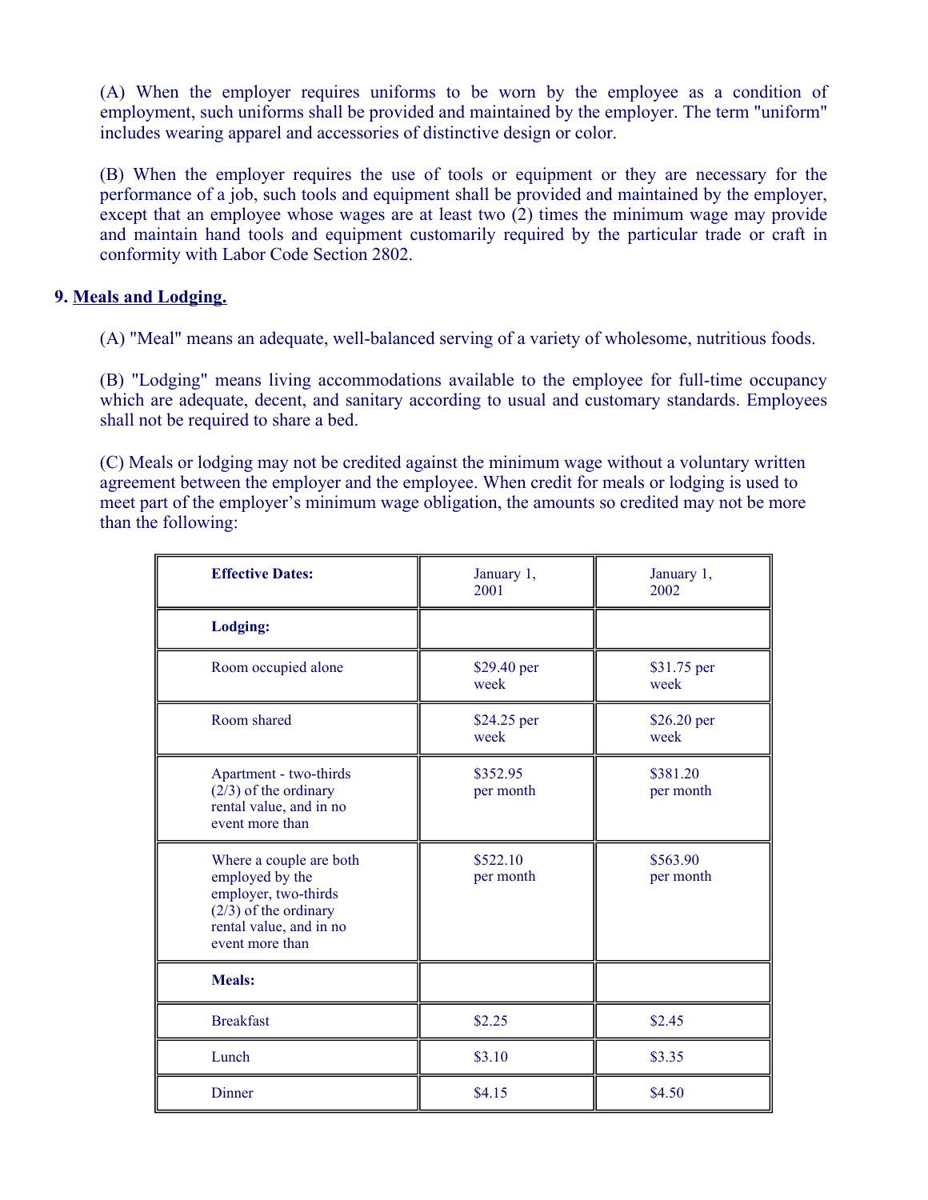(A) When the employer requires uniforms to be worn by the employee as a condition of employment, such uniforms shall be provided and maintained by the employer. The term "uniform" includes wearing apparel and accessories of distinctive design or color.

(B) When the employer requires the use of tools or equipment or they are necessary for the performance of a job, such tools and equipment shall be provided and maintained by the employer, except that an employee whose wages are at least two (2) times the minimum wage may provide and maintain hand tools and equipment customarily required by the particular trade or craft in conformity with Labor Code Section 2802.

**9. Meals and Lodging.**

(A) "Meal" means an adequate, well-balanced serving of a variety of wholesome, nutritious foods.

(B) "Lodging" means living accommodations available to the employee for full-time occupancy which are adequate, decent, and sanitary according to usual and customary standards. Employees shall not be required to share a bed.

(C) Meals or lodging may not be credited against the minimum wage without a voluntary written agreement between the employer and the employee. When credit for meals or lodging is used to meet part of the employer's minimum wage obligation, the amounts so credited may not be more than the following:

| **Effective Dates:** | January 1, 2001 | January 1, 2002 |
|---|---|---|
| **Lodging:** | | |
| Room occupied alone | $29.40 per week | $31.75 per week |
| Room shared | $24.25 per week | $26.20 per week |
| Apartment - two-thirds (2/3) of the ordinary rental value, and in no event more than | $352.95 per month | $381.20 per month |
| Where a couple are both employed by the employer, two-thirds (2/3) of the ordinary rental value, and in no event more than | $522.10 per month | $563.90 per month |
| **Meals:** | | |
| Breakfast | $2.25 | $2.45 |
| Lunch | $3.10 | $3.35 |
| Dinner | $4.15 | $4.50 |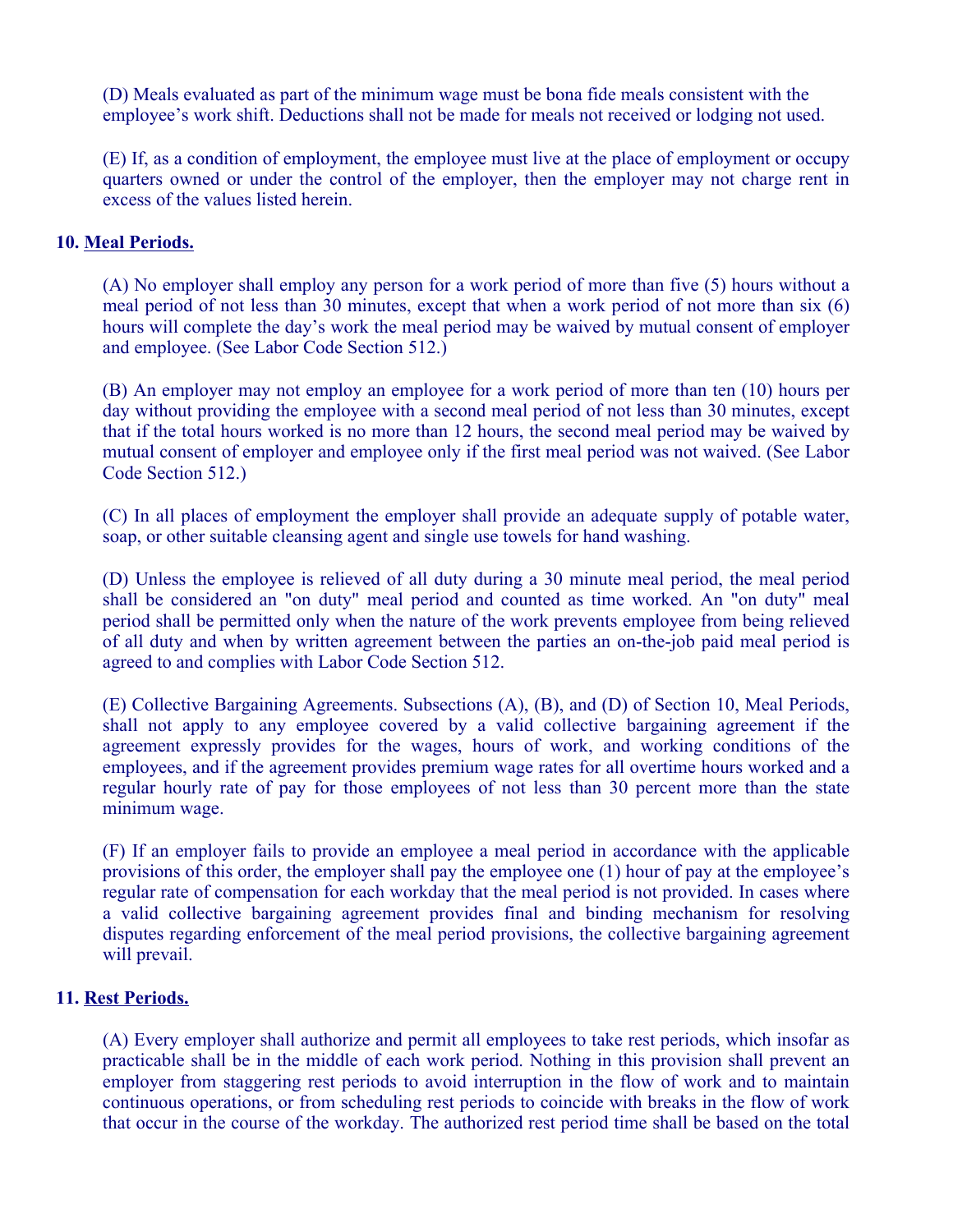(D) Meals evaluated as part of the minimum wage must be bona fide meals consistent with the employee's work shift. Deductions shall not be made for meals not received or lodging not used.

(E) If, as a condition of employment, the employee must live at the place of employment or occupy quarters owned or under the control of the employer, then the employer may not charge rent in excess of the values listed herein.

**10. <u>Meal Periods.</u>**

(A) No employer shall employ any person for a work period of more than five (5) hours without a meal period of not less than 30 minutes, except that when a work period of not more than six (6) hours will complete the day's work the meal period may be waived by mutual consent of employer and employee. (See Labor Code Section 512.)

(B) An employer may not employ an employee for a work period of more than ten (10) hours per day without providing the employee with a second meal period of not less than 30 minutes, except that if the total hours worked is no more than 12 hours, the second meal period may be waived by mutual consent of employer and employee only if the first meal period was not waived. (See Labor Code Section 512.)

(C) In all places of employment the employer shall provide an adequate supply of potable water, soap, or other suitable cleansing agent and single use towels for hand washing.

(D) Unless the employee is relieved of all duty during a 30 minute meal period, the meal period shall be considered an "on duty" meal period and counted as time worked. An "on duty" meal period shall be permitted only when the nature of the work prevents employee from being relieved of all duty and when by written agreement between the parties an on-the-job paid meal period is agreed to and complies with Labor Code Section 512.

(E) Collective Bargaining Agreements. Subsections (A), (B), and (D) of Section 10, Meal Periods, shall not apply to any employee covered by a valid collective bargaining agreement if the agreement expressly provides for the wages, hours of work, and working conditions of the employees, and if the agreement provides premium wage rates for all overtime hours worked and a regular hourly rate of pay for those employees of not less than 30 percent more than the state minimum wage.

(F) If an employer fails to provide an employee a meal period in accordance with the applicable provisions of this order, the employer shall pay the employee one (1) hour of pay at the employee's regular rate of compensation for each workday that the meal period is not provided. In cases where a valid collective bargaining agreement provides final and binding mechanism for resolving disputes regarding enforcement of the meal period provisions, the collective bargaining agreement will prevail.

**11. <u>Rest Periods.</u>**

(A) Every employer shall authorize and permit all employees to take rest periods, which insofar as practicable shall be in the middle of each work period. Nothing in this provision shall prevent an employer from staggering rest periods to avoid interruption in the flow of work and to maintain continuous operations, or from scheduling rest periods to coincide with breaks in the flow of work that occur in the course of the workday. The authorized rest period time shall be based on the total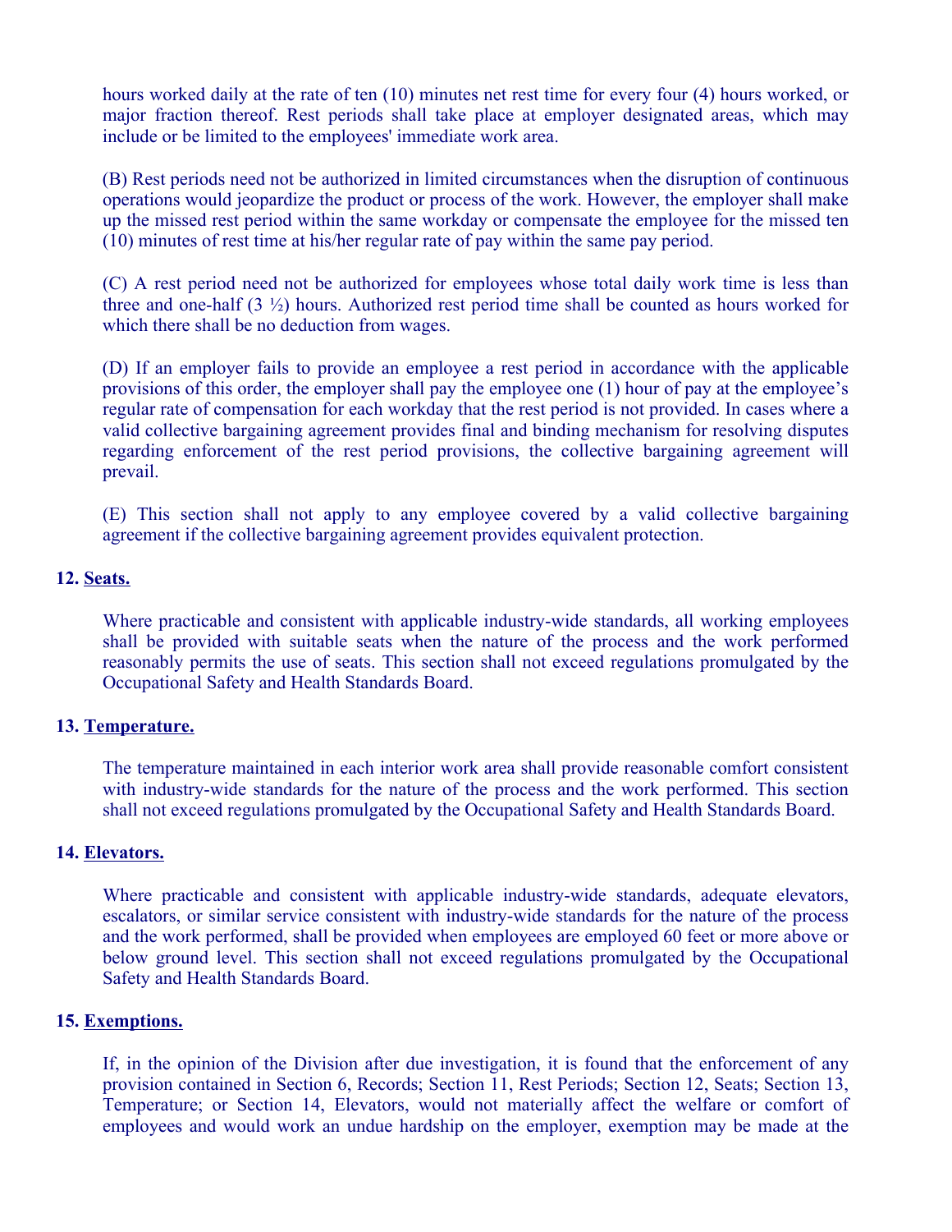hours worked daily at the rate of ten (10) minutes net rest time for every four (4) hours worked, or major fraction thereof. Rest periods shall take place at employer designated areas, which may include or be limited to the employees' immediate work area.

(B) Rest periods need not be authorized in limited circumstances when the disruption of continuous operations would jeopardize the product or process of the work. However, the employer shall make up the missed rest period within the same workday or compensate the employee for the missed ten (10) minutes of rest time at his/her regular rate of pay within the same pay period.

(C) A rest period need not be authorized for employees whose total daily work time is less than three and one-half (3 ½) hours. Authorized rest period time shall be counted as hours worked for which there shall be no deduction from wages.

(D) If an employer fails to provide an employee a rest period in accordance with the applicable provisions of this order, the employer shall pay the employee one (1) hour of pay at the employee's regular rate of compensation for each workday that the rest period is not provided. In cases where a valid collective bargaining agreement provides final and binding mechanism for resolving disputes regarding enforcement of the rest period provisions, the collective bargaining agreement will prevail.

(E) This section shall not apply to any employee covered by a valid collective bargaining agreement if the collective bargaining agreement provides equivalent protection.

**12. Seats.**

Where practicable and consistent with applicable industry-wide standards, all working employees shall be provided with suitable seats when the nature of the process and the work performed reasonably permits the use of seats. This section shall not exceed regulations promulgated by the Occupational Safety and Health Standards Board.

**13. Temperature.**

The temperature maintained in each interior work area shall provide reasonable comfort consistent with industry-wide standards for the nature of the process and the work performed. This section shall not exceed regulations promulgated by the Occupational Safety and Health Standards Board.

**14. Elevators.**

Where practicable and consistent with applicable industry-wide standards, adequate elevators, escalators, or similar service consistent with industry-wide standards for the nature of the process and the work performed, shall be provided when employees are employed 60 feet or more above or below ground level. This section shall not exceed regulations promulgated by the Occupational Safety and Health Standards Board.

**15. Exemptions.**

If, in the opinion of the Division after due investigation, it is found that the enforcement of any provision contained in Section 6, Records; Section 11, Rest Periods; Section 12, Seats; Section 13, Temperature; or Section 14, Elevators, would not materially affect the welfare or comfort of employees and would work an undue hardship on the employer, exemption may be made at the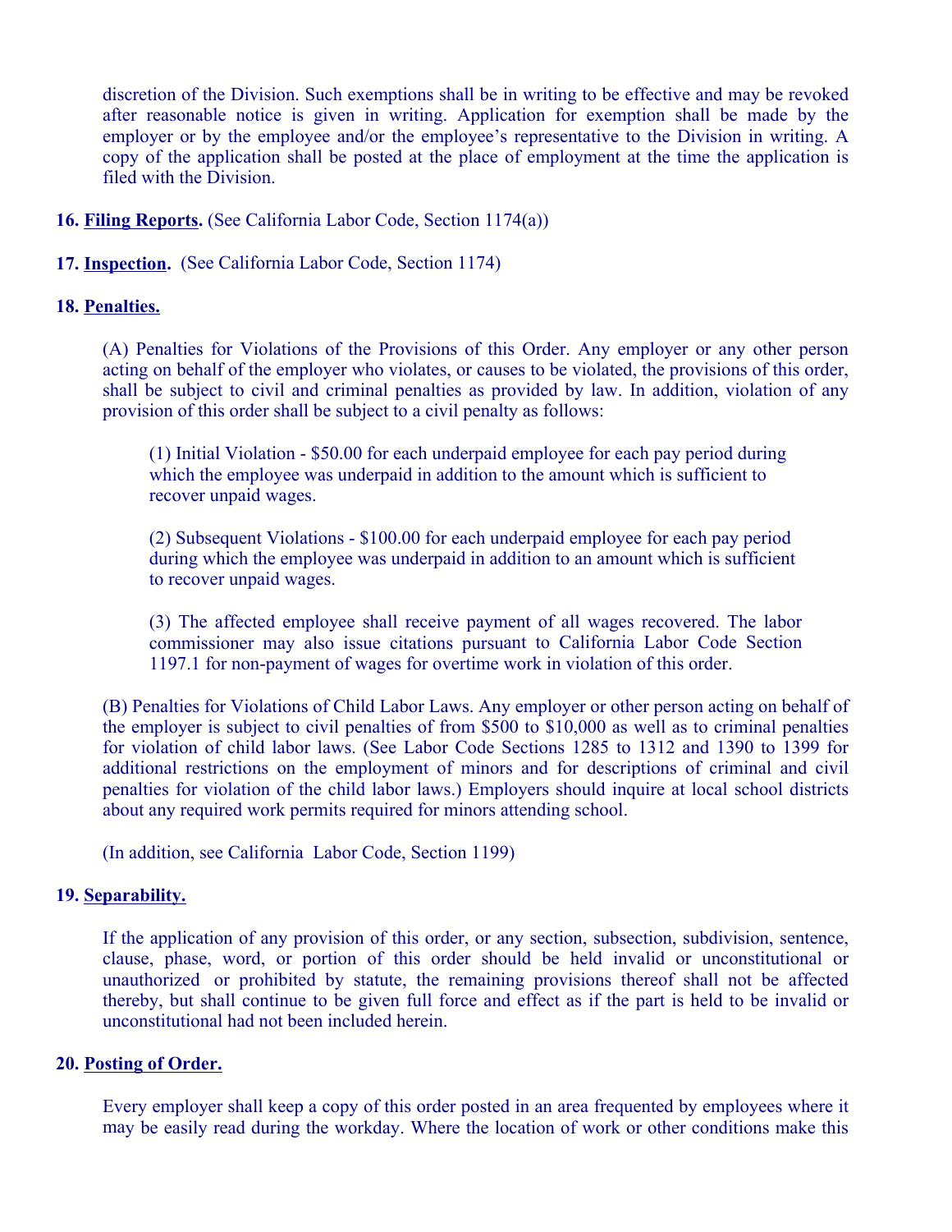discretion of the Division. Such exemptions shall be in writing to be effective and may be revoked after reasonable notice is given in writing. Application for exemption shall be made by the employer or by the employee and/or the employee's representative to the Division in writing. A copy of the application shall be posted at the place of employment at the time the application is filed with the Division.

**16. Filing Reports.** (See California Labor Code, Section 1174(a))

**17. Inspection.** (See California Labor Code, Section 1174)

**18. Penalties.**

(A) Penalties for Violations of the Provisions of this Order. Any employer or any other person acting on behalf of the employer who violates, or causes to be violated, the provisions of this order, shall be subject to civil and criminal penalties as provided by law. In addition, violation of any provision of this order shall be subject to a civil penalty as follows:

(1) Initial Violation - $50.00 for each underpaid employee for each pay period during which the employee was underpaid in addition to the amount which is sufficient to recover unpaid wages.

(2) Subsequent Violations - $100.00 for each underpaid employee for each pay period during which the employee was underpaid in addition to an amount which is sufficient to recover unpaid wages.

(3) The affected employee shall receive payment of all wages recovered. The labor commissioner may also issue citations pursuant to California Labor Code Section 1197.1 for non-payment of wages for overtime work in violation of this order.

(B) Penalties for Violations of Child Labor Laws. Any employer or other person acting on behalf of the employer is subject to civil penalties of from $500 to $10,000 as well as to criminal penalties for violation of child labor laws. (See Labor Code Sections 1285 to 1312 and 1390 to 1399 for additional restrictions on the employment of minors and for descriptions of criminal and civil penalties for violation of the child labor laws.) Employers should inquire at local school districts about any required work permits required for minors attending school.

(In addition, see California Labor Code, Section 1199)

**19. Separability.**

If the application of any provision of this order, or any section, subsection, subdivision, sentence, clause, phase, word, or portion of this order should be held invalid or unconstitutional or unauthorized or prohibited by statute, the remaining provisions thereof shall not be affected thereby, but shall continue to be given full force and effect as if the part is held to be invalid or unconstitutional had not been included herein.

**20. Posting of Order.**

Every employer shall keep a copy of this order posted in an area frequented by employees where it may be easily read during the workday. Where the location of work or other conditions make this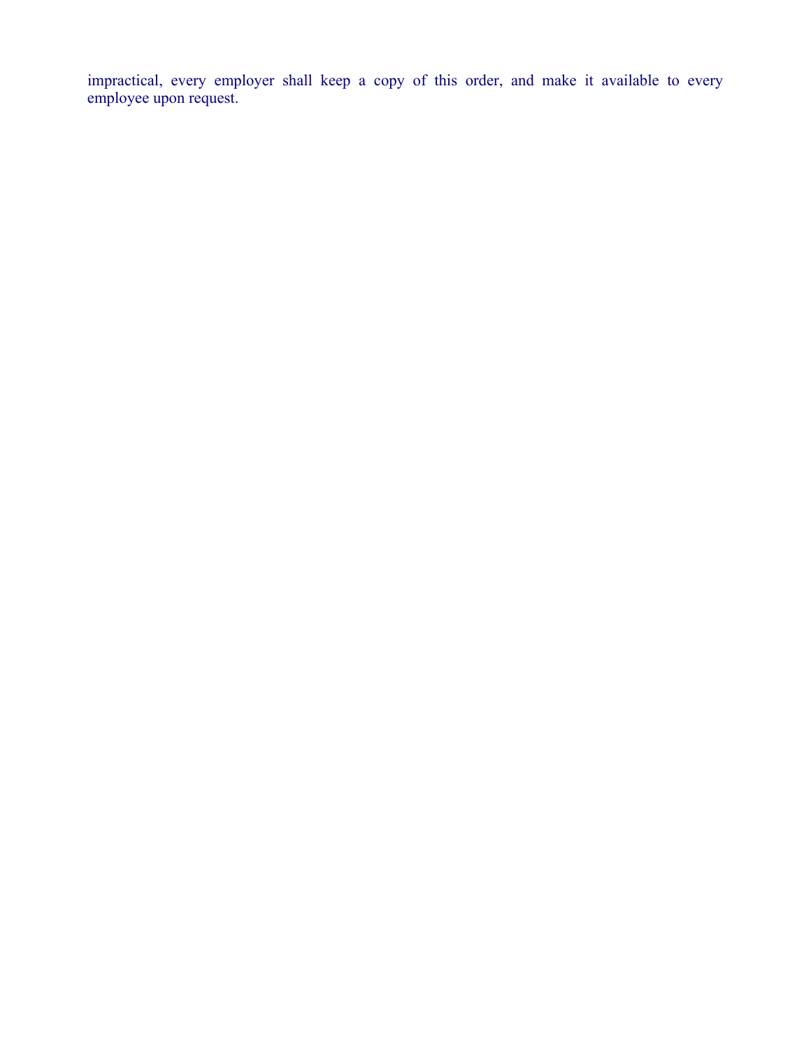impractical, every employer shall keep a copy of this order, and make it available to every employee upon request.